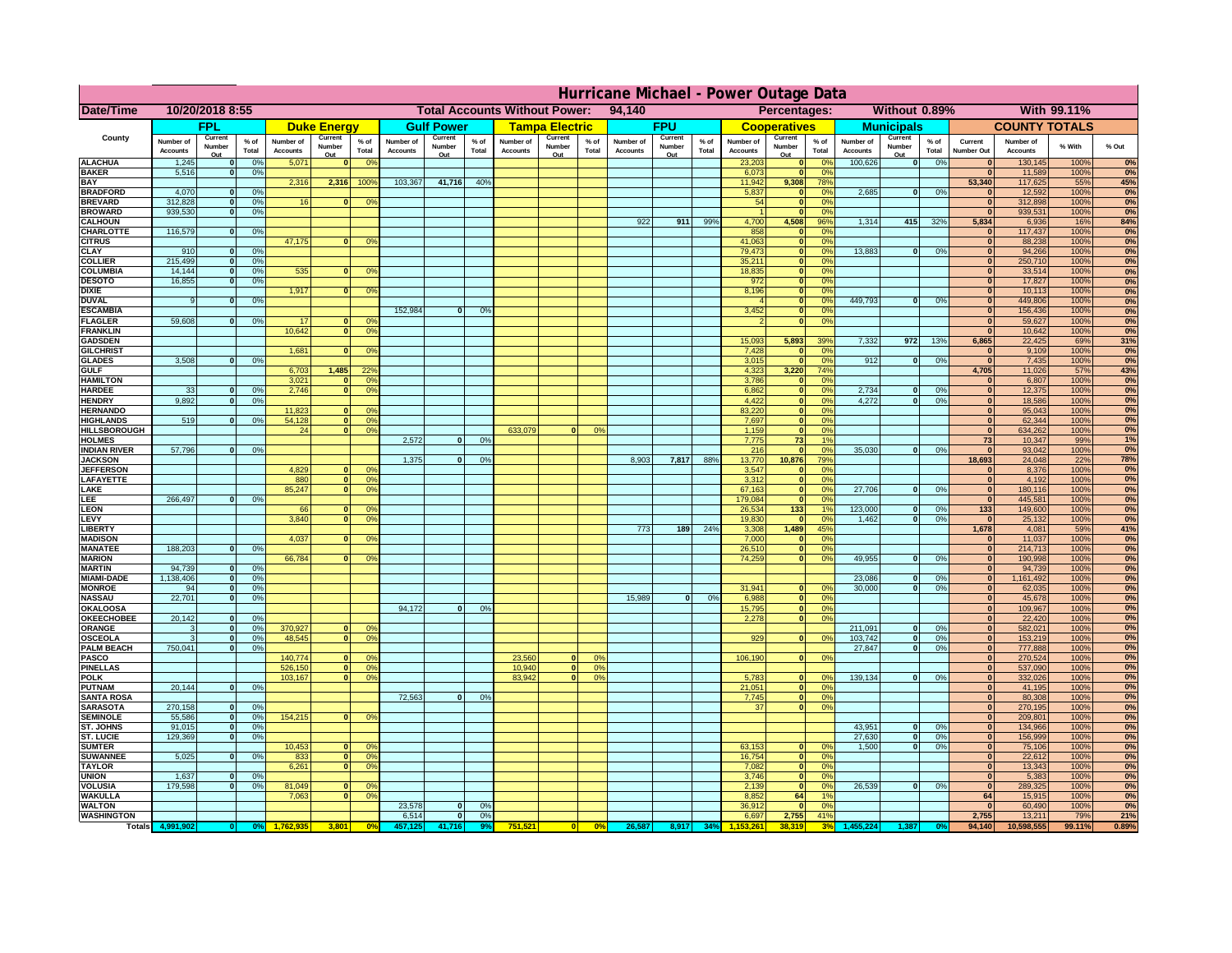# Hurricane Michael - Power Outage Data

| Date/Time | 10/20/2018 8:55 | Total Accounts Without Power: | 94,140 | Percentages: | Without 0.89% | With 99.11% |
|---|---|---|---|---|---|---|

| County | FPL | | | Duke Energy | | | Gulf Power | | | Tampa Electric | | | FPU | | | Cooperatives | | | Municipals | | | COUNTY TOTALS | | | |
|---|---|---|---|---|---|---|---|---|---|---|---|---|---|---|---|---|---|---|---|---|---|---|---|---|---|
| | Number of Accounts | Current Number Out | % of Total | Number of Accounts | Current Number Out | % of Total | Number of Accounts | Current Number Out | % of Total | Number of Accounts | Current Number Out | % of Total | Number of Accounts | Current Number Out | % of Total | Number of Accounts | Current Number Out | % of Total | Number of Accounts | Current Number Out | % of Total | Current Number Out | Number of Accounts | % With | % Out |
| ALACHUA | 1,245 | 0 | 0% | 5,071 | 0 | 0% | | | | | | | | | | 23,203 | 0 | 0% | 100,626 | 0 | 0% | 0 | 130,145 | 100% | 0% |
| BAKER | 5,516 | 0 | 0% | | | | | | | | | | | | | 6,073 | 0 | 0% | | | | 0 | 11,589 | 100% | 0% |
| BAY | | | | 2,316 | 2,316 | 100% | 103,367 | 41,716 | 40% | | | | | | | 11,942 | 9,308 | 78% | | | | 53,340 | 117,625 | 55% | 45% |
| BRADFORD | 4,070 | 0 | 0% | | | | | | | | | | | | | 5,837 | 0 | 0% | 2,685 | 0 | 0% | 0 | 12,592 | 100% | 0% |
| BREVARD | 312,828 | 0 | 0% | 16 | 0 | 0% | | | | | | | | | | 54 | 0 | 0% | | | | 0 | 312,898 | 100% | 0% |
| BROWARD | 939,530 | 0 | 0% | | | | | | | | | | | | | 1 | 0 | 0% | | | | 0 | 939,531 | 100% | 0% |
| CALHOUN | | | | | | | | | | | | | 922 | 911 | 99% | 4,700 | 4,508 | 96% | 1,314 | 415 | 32% | 5,834 | 6,936 | 16% | 84% |
| CHARLOTTE | 116,579 | 0 | 0% | | | | | | | | | | | | | 858 | 0 | 0% | | | | 0 | 117,437 | 100% | 0% |
| CITRUS | | | | 47,175 | 0 | 0% | | | | | | | | | | 41,063 | 0 | 0% | | | | 0 | 88,238 | 100% | 0% |
| CLAY | 910 | 0 | 0% | | | | | | | | | | | | | 79,473 | 0 | 0% | 13,883 | 0 | 0% | 0 | 94,266 | 100% | 0% |
| COLLIER | 215,499 | 0 | 0% | | | | | | | | | | | | | 35,211 | 0 | 0% | | | | 0 | 250,710 | 100% | 0% |
| COLUMBIA | 14,144 | 0 | 0% | 535 | 0 | 0% | | | | | | | | | | 18,835 | 0 | 0% | | | | 0 | 33,514 | 100% | 0% |
| DESOTO | 16,855 | 0 | 0% | | | | | | | | | | | | | 972 | 0 | 0% | | | | 0 | 17,827 | 100% | 0% |
| DIXIE | | | | 1,917 | 0 | 0% | | | | | | | | | | 8,196 | 0 | 0% | | | | 0 | 10,113 | 100% | 0% |
| DUVAL | 9 | 0 | 0% | | | | | | | | | | | | | 4 | 0 | 0% | 449,793 | 0 | 0% | 0 | 449,806 | 100% | 0% |
| ESCAMBIA | | | | | | | 152,984 | 0 | 0% | | | | | | | 3,452 | 0 | 0% | | | | 0 | 156,436 | 100% | 0% |
| FLAGLER | 59,608 | 0 | 0% | 17 | 0 | 0% | | | | | | | | | | 2 | 0 | 0% | | | | 0 | 59,627 | 100% | 0% |
| FRANKLIN | | | | 10,642 | 0 | 0% | | | | | | | | | | | | | | | | 0 | 10,642 | 100% | 0% |
| GADSDEN | | | | | | | | | | | | | | | | 15,093 | 5,893 | 39% | 7,332 | 972 | 13% | 6,865 | 22,425 | 69% | 31% |
| GILCHRIST | | | | 1,681 | 0 | 0% | | | | | | | | | | 7,428 | 0 | 0% | | | | 0 | 9,109 | 100% | 0% |
| GLADES | 3,508 | 0 | 0% | | | | | | | | | | | | | 3,015 | 0 | 0% | 912 | 0 | 0% | 0 | 7,435 | 100% | 0% |
| GULF | | | | 6,703 | 1,485 | 22% | | | | | | | | | | 4,323 | 3,220 | 74% | | | | 4,705 | 11,026 | 57% | 43% |
| HAMILTON | | | | 3,021 | 0 | 0% | | | | | | | | | | 3,786 | 0 | 0% | | | | 0 | 6,807 | 100% | 0% |
| HARDEE | 33 | 0 | 0% | 2,746 | 0 | 0% | | | | | | | | | | 6,862 | 0 | 0% | 2,734 | 0 | 0% | 0 | 12,375 | 100% | 0% |
| HENDRY | 9,892 | 0 | 0% | | | | | | | | | | | | | 4,422 | 0 | 0% | 4,272 | 0 | 0% | 0 | 18,586 | 100% | 0% |
| HERNANDO | | | | 11,823 | 0 | 0% | | | | | | | | | | 83,220 | 0 | 0% | | | | 0 | 95,043 | 100% | 0% |
| HIGHLANDS | 519 | 0 | 0% | 54,128 | 0 | 0% | | | | | | | | | | 7,697 | 0 | 0% | | | | 0 | 62,344 | 100% | 0% |
| HILLSBOROUGH | | | | 24 | 0 | 0% | | | | 633,079 | 0 | 0% | | | | 1,159 | 0 | 0% | | | | 0 | 634,262 | 100% | 0% |
| HOLMES | | | | | | | 2,572 | 0 | 0% | | | | | | | 7,775 | 73 | 1% | | | | 73 | 10,347 | 99% | 1% |
| INDIAN RIVER | 57,796 | 0 | 0% | | | | | | | | | | | | | 216 | 0 | 0% | 35,030 | 0 | 0% | 0 | 93,042 | 100% | 0% |
| JACKSON | | | | | | | 1,375 | 0 | 0% | | | | 8,903 | 7,817 | 88% | 13,770 | 10,876 | 79% | | | | 18,693 | 24,048 | 22% | 78% |
| JEFFERSON | | | | 4,829 | 0 | 0% | | | | | | | | | | 3,547 | 0 | 0% | | | | 0 | 8,376 | 100% | 0% |
| LAFAYETTE | | | | 880 | 0 | 0% | | | | | | | | | | 3,312 | 0 | 0% | | | | 0 | 4,192 | 100% | 0% |
| LAKE | | | | 85,247 | 0 | 0% | | | | | | | | | | 67,163 | 0 | 0% | 27,706 | 0 | 0% | 0 | 180,116 | 100% | 0% |
| LEE | 266,497 | 0 | 0% | | | | | | | | | | | | | 179,084 | 0 | 0% | | | | 0 | 445,581 | 100% | 0% |
| LEON | | | | 66 | 0 | 0% | | | | | | | | | | 26,534 | 133 | 1% | 123,000 | 0 | 0% | 133 | 149,600 | 100% | 0% |
| LEVY | | | | 3,840 | 0 | 0% | | | | | | | | | | 19,830 | 0 | 0% | 1,462 | 0 | 0% | 0 | 25,132 | 100% | 0% |
| LIBERTY | | | | | | | | | | | | | 773 | 189 | 24% | 3,308 | 1,489 | 45% | | | | 1,678 | 4,081 | 59% | 41% |
| MADISON | | | | 4,037 | 0 | 0% | | | | | | | | | | 7,000 | 0 | 0% | | | | 0 | 11,037 | 100% | 0% |
| MANATEE | 188,203 | 0 | 0% | | | | | | | | | | | | | 26,510 | 0 | 0% | | | | 0 | 214,713 | 100% | 0% |
| MARION | | | | 66,784 | 0 | 0% | | | | | | | | | | 74,259 | 0 | 0% | 49,955 | 0 | 0% | 0 | 190,998 | 100% | 0% |
| MARTIN | 94,739 | 0 | 0% | | | | | | | | | | | | | | | | | | | 0 | 94,739 | 100% | 0% |
| MIAMI-DADE | 1,138,406 | 0 | 0% | | | | | | | | | | | | | | | | 23,086 | 0 | 0% | 0 | 1,161,492 | 100% | 0% |
| MONROE | 94 | 0 | 0% | | | | | | | | | | | | | 31,941 | 0 | 0% | 30,000 | 0 | 0% | 0 | 62,035 | 100% | 0% |
| NASSAU | 22,701 | 0 | 0% | | | | | | | | | | 15,989 | 0 | 0% | 6,988 | 0 | 0% | | | | 0 | 45,678 | 100% | 0% |
| OKALOOSA | | | | | | | 94,172 | 0 | 0% | | | | | | | 15,795 | 0 | 0% | | | | 0 | 109,967 | 100% | 0% |
| OKEECHOBEE | 20,142 | 0 | 0% | | | | | | | | | | | | | 2,278 | 0 | 0% | | | | 0 | 22,420 | 100% | 0% |
| ORANGE | 3 | 0 | 0% | 370,927 | 0 | 0% | | | | | | | | | | | | | 211,091 | 0 | 0% | 0 | 582,021 | 100% | 0% |
| OSCEOLA | 3 | 0 | 0% | 48,545 | 0 | 0% | | | | | | | | | | 929 | 0 | 0% | 103,742 | 0 | 0% | 0 | 153,219 | 100% | 0% |
| PALM BEACH | 750,041 | 0 | 0% | | | | | | | | | | | | | | | | 27,847 | 0 | 0% | 0 | 777,888 | 100% | 0% |
| PASCO | | | | 140,774 | 0 | 0% | | | | 23,560 | 0 | 0% | | | | 106,190 | 0 | 0% | | | | 0 | 270,524 | 100% | 0% |
| PINELLAS | | | | 526,150 | 0 | 0% | | | | 10,940 | 0 | 0% | | | | | | | | | | 0 | 537,090 | 100% | 0% |
| POLK | | | | 103,167 | 0 | 0% | | | | 83,942 | 0 | 0% | | | | 5,783 | 0 | 0% | 139,134 | 0 | 0% | 0 | 332,026 | 100% | 0% |
| PUTNAM | 20,144 | 0 | 0% | | | | | | | | | | | | | 21,051 | 0 | 0% | | | | 0 | 41,195 | 100% | 0% |
| SANTA ROSA | | | | | | | 72,563 | 0 | 0% | | | | | | | 7,745 | 0 | 0% | | | | 0 | 80,308 | 100% | 0% |
| SARASOTA | 270,158 | 0 | 0% | | | | | | | | | | | | | 37 | 0 | 0% | | | | 0 | 270,195 | 100% | 0% |
| SEMINOLE | 55,586 | 0 | 0% | 154,215 | 0 | 0% | | | | | | | | | | | | | | | | 0 | 209,801 | 100% | 0% |
| ST. JOHNS | 91,015 | 0 | 0% | | | | | | | | | | | | | | | | 43,951 | 0 | 0% | 0 | 134,966 | 100% | 0% |
| ST. LUCIE | 129,369 | 0 | 0% | | | | | | | | | | | | | | | | 27,630 | 0 | 0% | 0 | 156,999 | 100% | 0% |
| SUMTER | | | | 10,453 | 0 | 0% | | | | | | | | | | 63,153 | 0 | 0% | 1,500 | 0 | 0% | 0 | 75,106 | 100% | 0% |
| SUWANNEE | 5,025 | 0 | 0% | 833 | 0 | 0% | | | | | | | | | | 16,754 | 0 | 0% | | | | 0 | 22,612 | 100% | 0% |
| TAYLOR | | | | 6,261 | 0 | 0% | | | | | | | | | | 7,082 | 0 | 0% | | | | 0 | 13,343 | 100% | 0% |
| UNION | 1,637 | 0 | 0% | | | | | | | | | | | | | 3,746 | 0 | 0% | | | | 0 | 5,383 | 100% | 0% |
| VOLUSIA | 179,598 | 0 | 0% | 81,049 | 0 | 0% | | | | | | | | | | 2,139 | 0 | 0% | 26,539 | 0 | 0% | 0 | 289,325 | 100% | 0% |
| WAKULLA | | | | 7,063 | 0 | 0% | | | | | | | | | | 8,852 | 64 | 1% | | | | 64 | 15,915 | 100% | 0% |
| WALTON | | | | | | | 23,578 | 0 | 0% | | | | | | | 36,912 | 0 | 0% | | | | 0 | 60,490 | 100% | 0% |
| WASHINGTON | | | | | | | 6,514 | 0 | 0% | | | | | | | 6,697 | 2,755 | 41% | | | | 2,755 | 13,211 | 79% | 21% |
| Totals | 4,991,902 | 0 | 0% | 1,762,935 | 3,801 | 0% | 457,125 | 41,716 | 9% | 751,521 | 0 | 0% | 26,587 | 8,917 | 34% | 1,153,261 | 38,319 | 3% | 1,455,224 | 1,387 | 0% | 94,140 | 10,598,555 | 99.11% | 0.89% |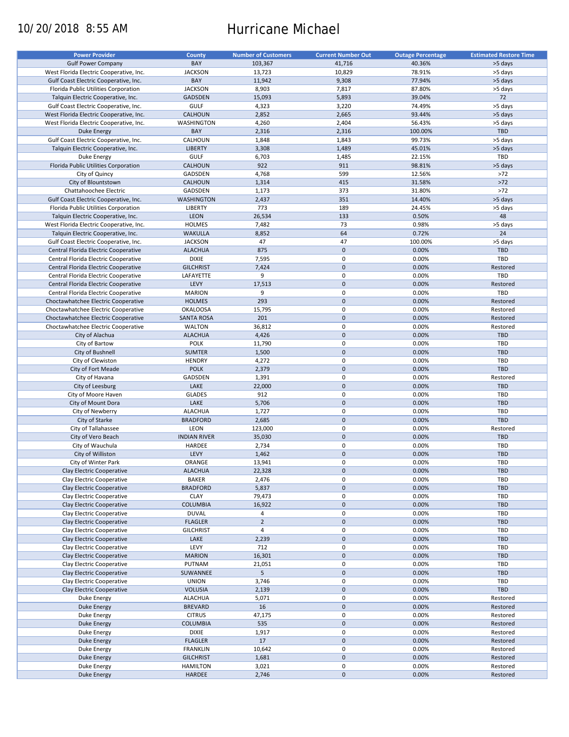10/20/2018 8:55 AM

# Hurricane Michael

| Power Provider | County | Number of Customers | Current Number Out | Outage Percentage | Estimated Restore Time |
|---|---|---|---|---|---|
| Gulf Power Company | BAY | 103,367 | 41,716 | 40.36% | >5 days |
| West Florida Electric Cooperative, Inc. | JACKSON | 13,723 | 10,829 | 78.91% | >5 days |
| Gulf Coast Electric Cooperative, Inc. | BAY | 11,942 | 9,308 | 77.94% | >5 days |
| Florida Public Utilities Corporation | JACKSON | 8,903 | 7,817 | 87.80% | >5 days |
| Talquin Electric Cooperative, Inc. | GADSDEN | 15,093 | 5,893 | 39.04% | 72 |
| Gulf Coast Electric Cooperative, Inc. | GULF | 4,323 | 3,220 | 74.49% | >5 days |
| West Florida Electric Cooperative, Inc. | CALHOUN | 2,852 | 2,665 | 93.44% | >5 days |
| West Florida Electric Cooperative, Inc. | WASHINGTON | 4,260 | 2,404 | 56.43% | >5 days |
| Duke Energy | BAY | 2,316 | 2,316 | 100.00% | TBD |
| Gulf Coast Electric Cooperative, Inc. | CALHOUN | 1,848 | 1,843 | 99.73% | >5 days |
| Talquin Electric Cooperative, Inc. | LIBERTY | 3,308 | 1,489 | 45.01% | >5 days |
| Duke Energy | GULF | 6,703 | 1,485 | 22.15% | TBD |
| Florida Public Utilities Corporation | CALHOUN | 922 | 911 | 98.81% | >5 days |
| City of Quincy | GADSDEN | 4,768 | 599 | 12.56% | >72 |
| City of Blountstown | CALHOUN | 1,314 | 415 | 31.58% | >72 |
| Chattahoochee Electric | GADSDEN | 1,173 | 373 | 31.80% | >72 |
| Gulf Coast Electric Cooperative, Inc. | WASHINGTON | 2,437 | 351 | 14.40% | >5 days |
| Florida Public Utilities Corporation | LIBERTY | 773 | 189 | 24.45% | >5 days |
| Talquin Electric Cooperative, Inc. | LEON | 26,534 | 133 | 0.50% | 48 |
| West Florida Electric Cooperative, Inc. | HOLMES | 7,482 | 73 | 0.98% | >5 days |
| Talquin Electric Cooperative, Inc. | WAKULLA | 8,852 | 64 | 0.72% | 24 |
| Gulf Coast Electric Cooperative, Inc. | JACKSON | 47 | 47 | 100.00% | >5 days |
| Central Florida Electric Cooperative | ALACHUA | 875 | 0 | 0.00% | TBD |
| Central Florida Electric Cooperative | DIXIE | 7,595 | 0 | 0.00% | TBD |
| Central Florida Electric Cooperative | GILCHRIST | 7,424 | 0 | 0.00% | Restored |
| Central Florida Electric Cooperative | LAFAYETTE | 9 | 0 | 0.00% | TBD |
| Central Florida Electric Cooperative | LEVY | 17,513 | 0 | 0.00% | Restored |
| Central Florida Electric Cooperative | MARION | 9 | 0 | 0.00% | TBD |
| Choctawhatchee Electric Cooperative | HOLMES | 293 | 0 | 0.00% | Restored |
| Choctawhatchee Electric Cooperative | OKALOOSA | 15,795 | 0 | 0.00% | Restored |
| Choctawhatchee Electric Cooperative | SANTA ROSA | 201 | 0 | 0.00% | Restored |
| Choctawhatchee Electric Cooperative | WALTON | 36,812 | 0 | 0.00% | Restored |
| City of Alachua | ALACHUA | 4,426 | 0 | 0.00% | TBD |
| City of Bartow | POLK | 11,790 | 0 | 0.00% | TBD |
| City of Bushnell | SUMTER | 1,500 | 0 | 0.00% | TBD |
| City of Clewiston | HENDRY | 4,272 | 0 | 0.00% | TBD |
| City of Fort Meade | POLK | 2,379 | 0 | 0.00% | TBD |
| City of Havana | GADSDEN | 1,391 | 0 | 0.00% | Restored |
| City of Leesburg | LAKE | 22,000 | 0 | 0.00% | TBD |
| City of Moore Haven | GLADES | 912 | 0 | 0.00% | TBD |
| City of Mount Dora | LAKE | 5,706 | 0 | 0.00% | TBD |
| City of Newberry | ALACHUA | 1,727 | 0 | 0.00% | TBD |
| City of Starke | BRADFORD | 2,685 | 0 | 0.00% | TBD |
| City of Tallahassee | LEON | 123,000 | 0 | 0.00% | Restored |
| City of Vero Beach | INDIAN RIVER | 35,030 | 0 | 0.00% | TBD |
| City of Wauchula | HARDEE | 2,734 | 0 | 0.00% | TBD |
| City of Williston | LEVY | 1,462 | 0 | 0.00% | TBD |
| City of Winter Park | ORANGE | 13,941 | 0 | 0.00% | TBD |
| Clay Electric Cooperative | ALACHUA | 22,328 | 0 | 0.00% | TBD |
| Clay Electric Cooperative | BAKER | 2,476 | 0 | 0.00% | TBD |
| Clay Electric Cooperative | BRADFORD | 5,837 | 0 | 0.00% | TBD |
| Clay Electric Cooperative | CLAY | 79,473 | 0 | 0.00% | TBD |
| Clay Electric Cooperative | COLUMBIA | 16,922 | 0 | 0.00% | TBD |
| Clay Electric Cooperative | DUVAL | 4 | 0 | 0.00% | TBD |
| Clay Electric Cooperative | FLAGLER | 2 | 0 | 0.00% | TBD |
| Clay Electric Cooperative | GILCHRIST | 4 | 0 | 0.00% | TBD |
| Clay Electric Cooperative | LAKE | 2,239 | 0 | 0.00% | TBD |
| Clay Electric Cooperative | LEVY | 712 | 0 | 0.00% | TBD |
| Clay Electric Cooperative | MARION | 16,301 | 0 | 0.00% | TBD |
| Clay Electric Cooperative | PUTNAM | 21,051 | 0 | 0.00% | TBD |
| Clay Electric Cooperative | SUWANNEE | 5 | 0 | 0.00% | TBD |
| Clay Electric Cooperative | UNION | 3,746 | 0 | 0.00% | TBD |
| Clay Electric Cooperative | VOLUSIA | 2,139 | 0 | 0.00% | TBD |
| Duke Energy | ALACHUA | 5,071 | 0 | 0.00% | Restored |
| Duke Energy | BREVARD | 16 | 0 | 0.00% | Restored |
| Duke Energy | CITRUS | 47,175 | 0 | 0.00% | Restored |
| Duke Energy | COLUMBIA | 535 | 0 | 0.00% | Restored |
| Duke Energy | DIXIE | 1,917 | 0 | 0.00% | Restored |
| Duke Energy | FLAGLER | 17 | 0 | 0.00% | Restored |
| Duke Energy | FRANKLIN | 10,642 | 0 | 0.00% | Restored |
| Duke Energy | GILCHRIST | 1,681 | 0 | 0.00% | Restored |
| Duke Energy | HAMILTON | 3,021 | 0 | 0.00% | Restored |
| Duke Energy | HARDEE | 2,746 | 0 | 0.00% | Restored |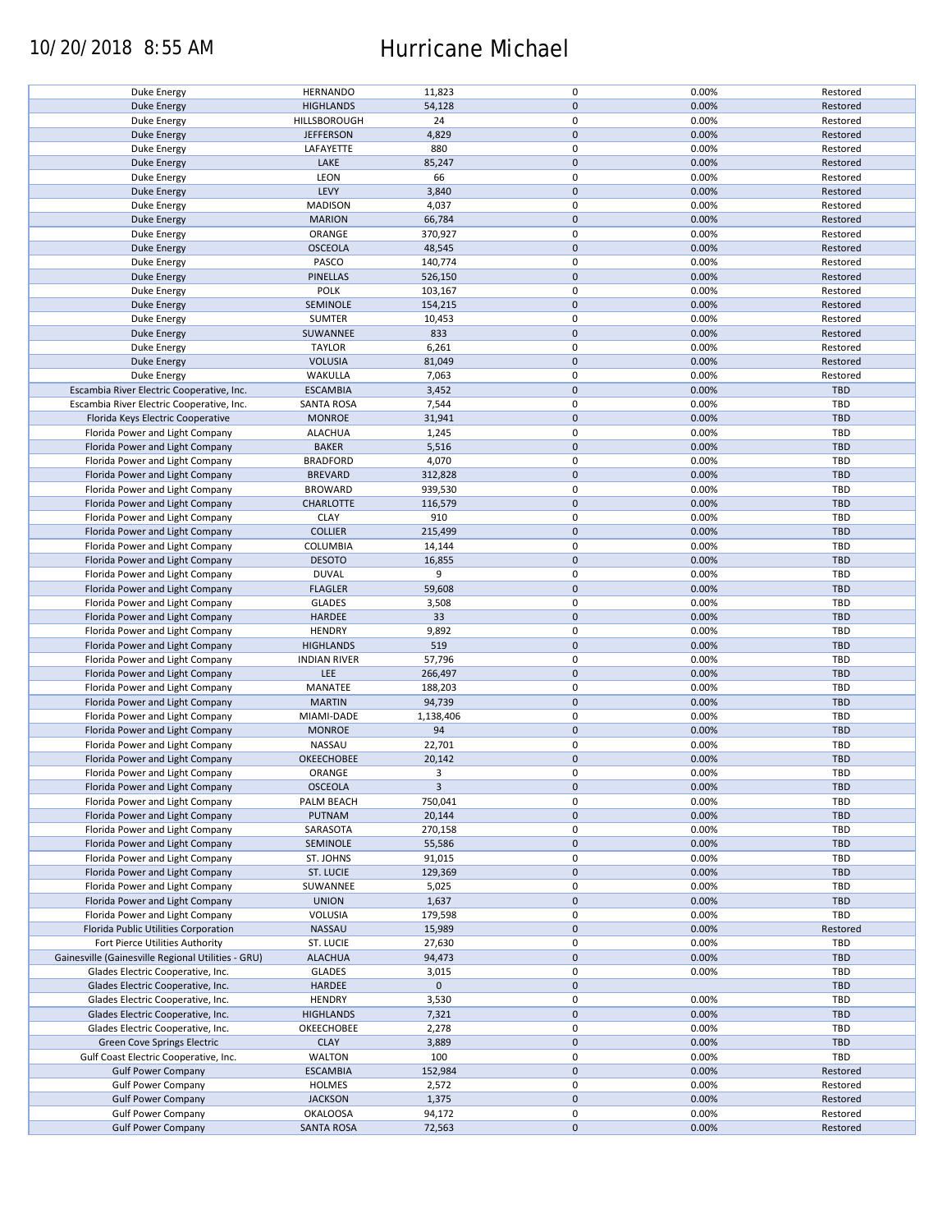| | | | | | |
|---|---|---|---|---|---|
| Duke Energy | HERNANDO | 11,823 | 0 | 0.00% | Restored |
| Duke Energy | HIGHLANDS | 54,128 | 0 | 0.00% | Restored |
| Duke Energy | HILLSBOROUGH | 24 | 0 | 0.00% | Restored |
| Duke Energy | JEFFERSON | 4,829 | 0 | 0.00% | Restored |
| Duke Energy | LAFAYETTE | 880 | 0 | 0.00% | Restored |
| Duke Energy | LAKE | 85,247 | 0 | 0.00% | Restored |
| Duke Energy | LEON | 66 | 0 | 0.00% | Restored |
| Duke Energy | LEVY | 3,840 | 0 | 0.00% | Restored |
| Duke Energy | MADISON | 4,037 | 0 | 0.00% | Restored |
| Duke Energy | MARION | 66,784 | 0 | 0.00% | Restored |
| Duke Energy | ORANGE | 370,927 | 0 | 0.00% | Restored |
| Duke Energy | OSCEOLA | 48,545 | 0 | 0.00% | Restored |
| Duke Energy | PASCO | 140,774 | 0 | 0.00% | Restored |
| Duke Energy | PINELLAS | 526,150 | 0 | 0.00% | Restored |
| Duke Energy | POLK | 103,167 | 0 | 0.00% | Restored |
| Duke Energy | SEMINOLE | 154,215 | 0 | 0.00% | Restored |
| Duke Energy | SUMTER | 10,453 | 0 | 0.00% | Restored |
| Duke Energy | SUWANNEE | 833 | 0 | 0.00% | Restored |
| Duke Energy | TAYLOR | 6,261 | 0 | 0.00% | Restored |
| Duke Energy | VOLUSIA | 81,049 | 0 | 0.00% | Restored |
| Duke Energy | WAKULLA | 7,063 | 0 | 0.00% | Restored |
| Escambia River Electric Cooperative, Inc. | ESCAMBIA | 3,452 | 0 | 0.00% | TBD |
| Escambia River Electric Cooperative, Inc. | SANTA ROSA | 7,544 | 0 | 0.00% | TBD |
| Florida Keys Electric Cooperative | MONROE | 31,941 | 0 | 0.00% | TBD |
| Florida Power and Light Company | ALACHUA | 1,245 | 0 | 0.00% | TBD |
| Florida Power and Light Company | BAKER | 5,516 | 0 | 0.00% | TBD |
| Florida Power and Light Company | BRADFORD | 4,070 | 0 | 0.00% | TBD |
| Florida Power and Light Company | BREVARD | 312,828 | 0 | 0.00% | TBD |
| Florida Power and Light Company | BROWARD | 939,530 | 0 | 0.00% | TBD |
| Florida Power and Light Company | CHARLOTTE | 116,579 | 0 | 0.00% | TBD |
| Florida Power and Light Company | CLAY | 910 | 0 | 0.00% | TBD |
| Florida Power and Light Company | COLLIER | 215,499 | 0 | 0.00% | TBD |
| Florida Power and Light Company | COLUMBIA | 14,144 | 0 | 0.00% | TBD |
| Florida Power and Light Company | DESOTO | 16,855 | 0 | 0.00% | TBD |
| Florida Power and Light Company | DUVAL | 9 | 0 | 0.00% | TBD |
| Florida Power and Light Company | FLAGLER | 59,608 | 0 | 0.00% | TBD |
| Florida Power and Light Company | GLADES | 3,508 | 0 | 0.00% | TBD |
| Florida Power and Light Company | HARDEE | 33 | 0 | 0.00% | TBD |
| Florida Power and Light Company | HENDRY | 9,892 | 0 | 0.00% | TBD |
| Florida Power and Light Company | HIGHLANDS | 519 | 0 | 0.00% | TBD |
| Florida Power and Light Company | INDIAN RIVER | 57,796 | 0 | 0.00% | TBD |
| Florida Power and Light Company | LEE | 266,497 | 0 | 0.00% | TBD |
| Florida Power and Light Company | MANATEE | 188,203 | 0 | 0.00% | TBD |
| Florida Power and Light Company | MARTIN | 94,739 | 0 | 0.00% | TBD |
| Florida Power and Light Company | MIAMI-DADE | 1,138,406 | 0 | 0.00% | TBD |
| Florida Power and Light Company | MONROE | 94 | 0 | 0.00% | TBD |
| Florida Power and Light Company | NASSAU | 22,701 | 0 | 0.00% | TBD |
| Florida Power and Light Company | OKEECHOBEE | 20,142 | 0 | 0.00% | TBD |
| Florida Power and Light Company | ORANGE | 3 | 0 | 0.00% | TBD |
| Florida Power and Light Company | OSCEOLA | 3 | 0 | 0.00% | TBD |
| Florida Power and Light Company | PALM BEACH | 750,041 | 0 | 0.00% | TBD |
| Florida Power and Light Company | PUTNAM | 20,144 | 0 | 0.00% | TBD |
| Florida Power and Light Company | SARASOTA | 270,158 | 0 | 0.00% | TBD |
| Florida Power and Light Company | SEMINOLE | 55,586 | 0 | 0.00% | TBD |
| Florida Power and Light Company | ST. JOHNS | 91,015 | 0 | 0.00% | TBD |
| Florida Power and Light Company | ST. LUCIE | 129,369 | 0 | 0.00% | TBD |
| Florida Power and Light Company | SUWANNEE | 5,025 | 0 | 0.00% | TBD |
| Florida Power and Light Company | UNION | 1,637 | 0 | 0.00% | TBD |
| Florida Power and Light Company | VOLUSIA | 179,598 | 0 | 0.00% | TBD |
| Florida Public Utilities Corporation | NASSAU | 15,989 | 0 | 0.00% | Restored |
| Fort Pierce Utilities Authority | ST. LUCIE | 27,630 | 0 | 0.00% | TBD |
| Gainesville (Gainesville Regional Utilities - GRU) | ALACHUA | 94,473 | 0 | 0.00% | TBD |
| Glades Electric Cooperative, Inc. | GLADES | 3,015 | 0 | 0.00% | TBD |
| Glades Electric Cooperative, Inc. | HARDEE | 0 | 0 | | TBD |
| Glades Electric Cooperative, Inc. | HENDRY | 3,530 | 0 | 0.00% | TBD |
| Glades Electric Cooperative, Inc. | HIGHLANDS | 7,321 | 0 | 0.00% | TBD |
| Glades Electric Cooperative, Inc. | OKEECHOBEE | 2,278 | 0 | 0.00% | TBD |
| Green Cove Springs Electric | CLAY | 3,889 | 0 | 0.00% | TBD |
| Gulf Coast Electric Cooperative, Inc. | WALTON | 100 | 0 | 0.00% | TBD |
| Gulf Power Company | ESCAMBIA | 152,984 | 0 | 0.00% | Restored |
| Gulf Power Company | HOLMES | 2,572 | 0 | 0.00% | Restored |
| Gulf Power Company | JACKSON | 1,375 | 0 | 0.00% | Restored |
| Gulf Power Company | OKALOOSA | 94,172 | 0 | 0.00% | Restored |
| Gulf Power Company | SANTA ROSA | 72,563 | 0 | 0.00% | Restored |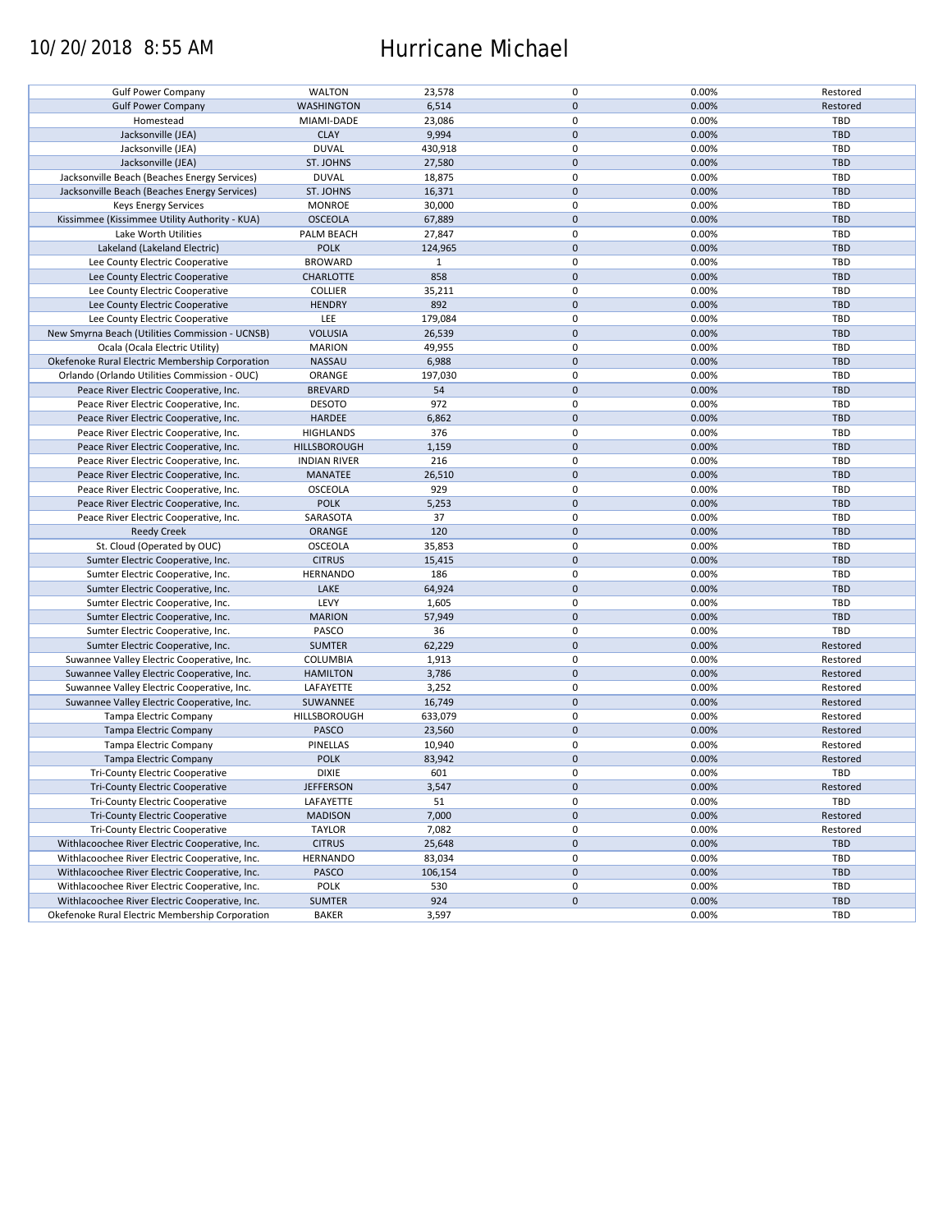10/20/2018 8:55 AM

# Hurricane Michael

| | | | | | |
|---|---|---|---|---|---|
| Gulf Power Company | WALTON | 23,578 | 0 | 0.00% | Restored |
| Gulf Power Company | WASHINGTON | 6,514 | 0 | 0.00% | Restored |
| Homestead | MIAMI-DADE | 23,086 | 0 | 0.00% | TBD |
| Jacksonville (JEA) | CLAY | 9,994 | 0 | 0.00% | TBD |
| Jacksonville (JEA) | DUVAL | 430,918 | 0 | 0.00% | TBD |
| Jacksonville (JEA) | ST. JOHNS | 27,580 | 0 | 0.00% | TBD |
| Jacksonville Beach (Beaches Energy Services) | DUVAL | 18,875 | 0 | 0.00% | TBD |
| Jacksonville Beach (Beaches Energy Services) | ST. JOHNS | 16,371 | 0 | 0.00% | TBD |
| Keys Energy Services | MONROE | 30,000 | 0 | 0.00% | TBD |
| Kissimmee (Kissimmee Utility Authority - KUA) | OSCEOLA | 67,889 | 0 | 0.00% | TBD |
| Lake Worth Utilities | PALM BEACH | 27,847 | 0 | 0.00% | TBD |
| Lakeland (Lakeland Electric) | POLK | 124,965 | 0 | 0.00% | TBD |
| Lee County Electric Cooperative | BROWARD | 1 | 0 | 0.00% | TBD |
| Lee County Electric Cooperative | CHARLOTTE | 858 | 0 | 0.00% | TBD |
| Lee County Electric Cooperative | COLLIER | 35,211 | 0 | 0.00% | TBD |
| Lee County Electric Cooperative | HENDRY | 892 | 0 | 0.00% | TBD |
| Lee County Electric Cooperative | LEE | 179,084 | 0 | 0.00% | TBD |
| New Smyrna Beach (Utilities Commission - UCNSB) | VOLUSIA | 26,539 | 0 | 0.00% | TBD |
| Ocala (Ocala Electric Utility) | MARION | 49,955 | 0 | 0.00% | TBD |
| Okefenoke Rural Electric Membership Corporation | NASSAU | 6,988 | 0 | 0.00% | TBD |
| Orlando (Orlando Utilities Commission - OUC) | ORANGE | 197,030 | 0 | 0.00% | TBD |
| Peace River Electric Cooperative, Inc. | BREVARD | 54 | 0 | 0.00% | TBD |
| Peace River Electric Cooperative, Inc. | DESOTO | 972 | 0 | 0.00% | TBD |
| Peace River Electric Cooperative, Inc. | HARDEE | 6,862 | 0 | 0.00% | TBD |
| Peace River Electric Cooperative, Inc. | HIGHLANDS | 376 | 0 | 0.00% | TBD |
| Peace River Electric Cooperative, Inc. | HILLSBOROUGH | 1,159 | 0 | 0.00% | TBD |
| Peace River Electric Cooperative, Inc. | INDIAN RIVER | 216 | 0 | 0.00% | TBD |
| Peace River Electric Cooperative, Inc. | MANATEE | 26,510 | 0 | 0.00% | TBD |
| Peace River Electric Cooperative, Inc. | OSCEOLA | 929 | 0 | 0.00% | TBD |
| Peace River Electric Cooperative, Inc. | POLK | 5,253 | 0 | 0.00% | TBD |
| Peace River Electric Cooperative, Inc. | SARASOTA | 37 | 0 | 0.00% | TBD |
| Reedy Creek | ORANGE | 120 | 0 | 0.00% | TBD |
| St. Cloud (Operated by OUC) | OSCEOLA | 35,853 | 0 | 0.00% | TBD |
| Sumter Electric Cooperative, Inc. | CITRUS | 15,415 | 0 | 0.00% | TBD |
| Sumter Electric Cooperative, Inc. | HERNANDO | 186 | 0 | 0.00% | TBD |
| Sumter Electric Cooperative, Inc. | LAKE | 64,924 | 0 | 0.00% | TBD |
| Sumter Electric Cooperative, Inc. | LEVY | 1,605 | 0 | 0.00% | TBD |
| Sumter Electric Cooperative, Inc. | MARION | 57,949 | 0 | 0.00% | TBD |
| Sumter Electric Cooperative, Inc. | PASCO | 36 | 0 | 0.00% | TBD |
| Sumter Electric Cooperative, Inc. | SUMTER | 62,229 | 0 | 0.00% | Restored |
| Suwannee Valley Electric Cooperative, Inc. | COLUMBIA | 1,913 | 0 | 0.00% | Restored |
| Suwannee Valley Electric Cooperative, Inc. | HAMILTON | 3,786 | 0 | 0.00% | Restored |
| Suwannee Valley Electric Cooperative, Inc. | LAFAYETTE | 3,252 | 0 | 0.00% | Restored |
| Suwannee Valley Electric Cooperative, Inc. | SUWANNEE | 16,749 | 0 | 0.00% | Restored |
| Tampa Electric Company | HILLSBOROUGH | 633,079 | 0 | 0.00% | Restored |
| Tampa Electric Company | PASCO | 23,560 | 0 | 0.00% | Restored |
| Tampa Electric Company | PINELLAS | 10,940 | 0 | 0.00% | Restored |
| Tampa Electric Company | POLK | 83,942 | 0 | 0.00% | Restored |
| Tri-County Electric Cooperative | DIXIE | 601 | 0 | 0.00% | TBD |
| Tri-County Electric Cooperative | JEFFERSON | 3,547 | 0 | 0.00% | Restored |
| Tri-County Electric Cooperative | LAFAYETTE | 51 | 0 | 0.00% | TBD |
| Tri-County Electric Cooperative | MADISON | 7,000 | 0 | 0.00% | Restored |
| Tri-County Electric Cooperative | TAYLOR | 7,082 | 0 | 0.00% | Restored |
| Withlacoochee River Electric Cooperative, Inc. | CITRUS | 25,648 | 0 | 0.00% | TBD |
| Withlacoochee River Electric Cooperative, Inc. | HERNANDO | 83,034 | 0 | 0.00% | TBD |
| Withlacoochee River Electric Cooperative, Inc. | PASCO | 106,154 | 0 | 0.00% | TBD |
| Withlacoochee River Electric Cooperative, Inc. | POLK | 530 | 0 | 0.00% | TBD |
| Withlacoochee River Electric Cooperative, Inc. | SUMTER | 924 | 0 | 0.00% | TBD |
| Okefenoke Rural Electric Membership Corporation | BAKER | 3,597 | | 0.00% | TBD |